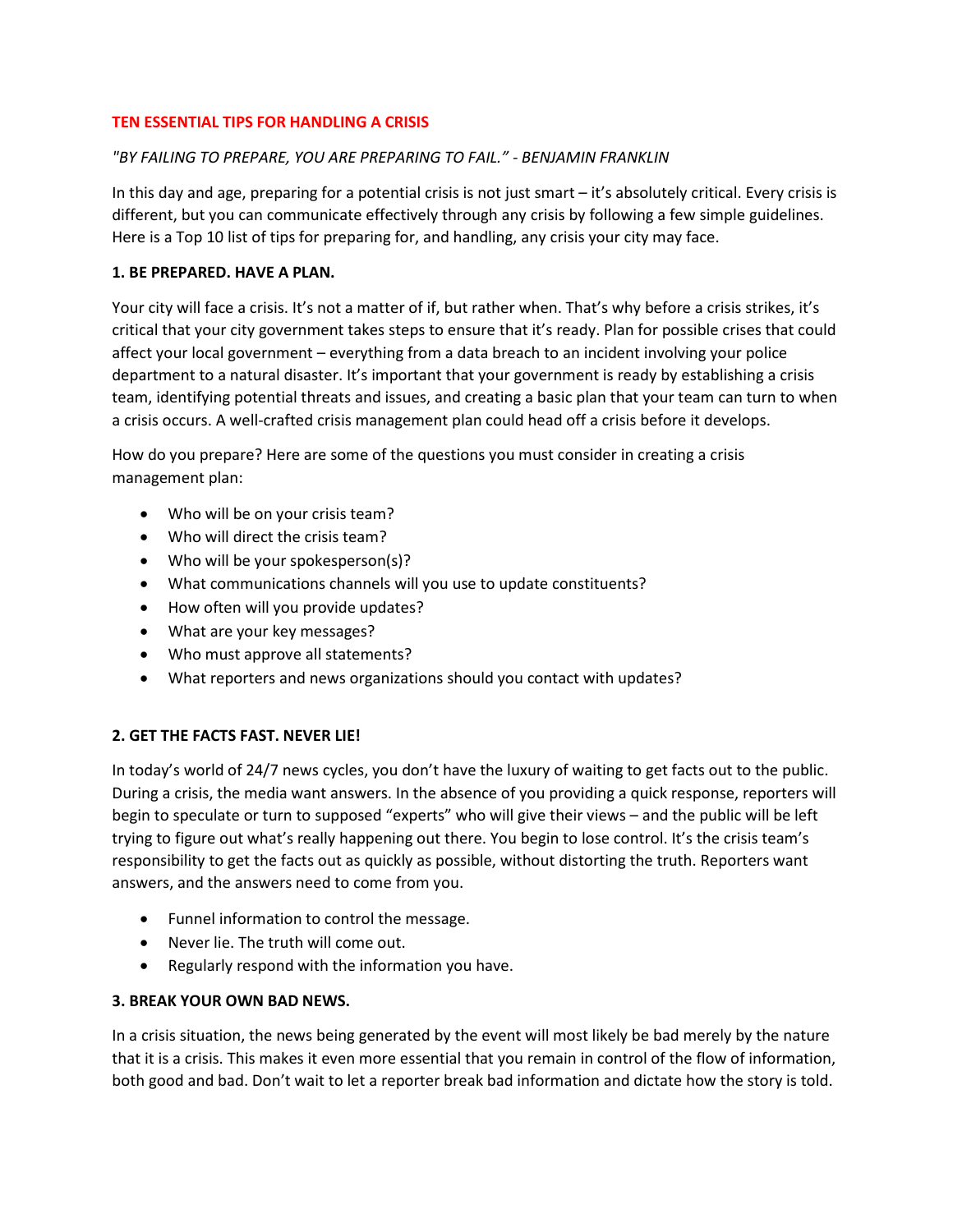# TEN ESSENTIAL TIPS FOR HANDLING A CRISIS

*"BY FAILING TO PREPARE, YOU ARE PREPARING TO FAIL." - BENJAMIN FRANKLIN*

In this day and age, preparing for a potential crisis is not just smart – it's absolutely critical. Every crisis is different, but you can communicate effectively through any crisis by following a few simple guidelines. Here is a Top 10 list of tips for preparing for, and handling, any crisis your city may face.

## 1. BE PREPARED. HAVE A PLAN.

Your city will face a crisis. It's not a matter of if, but rather when. That's why before a crisis strikes, it's critical that your city government takes steps to ensure that it's ready. Plan for possible crises that could affect your local government – everything from a data breach to an incident involving your police department to a natural disaster. It's important that your government is ready by establishing a crisis team, identifying potential threats and issues, and creating a basic plan that your team can turn to when a crisis occurs. A well-crafted crisis management plan could head off a crisis before it develops.

How do you prepare? Here are some of the questions you must consider in creating a crisis management plan:

- Who will be on your crisis team?
- Who will direct the crisis team?
- Who will be your spokesperson(s)?
- What communications channels will you use to update constituents?
- How often will you provide updates?
- What are your key messages?
- Who must approve all statements?
- What reporters and news organizations should you contact with updates?

## 2. GET THE FACTS FAST. NEVER LIE!

In today's world of 24/7 news cycles, you don't have the luxury of waiting to get facts out to the public. During a crisis, the media want answers. In the absence of you providing a quick response, reporters will begin to speculate or turn to supposed "experts" who will give their views – and the public will be left trying to figure out what's really happening out there. You begin to lose control. It's the crisis team's responsibility to get the facts out as quickly as possible, without distorting the truth. Reporters want answers, and the answers need to come from you.

- Funnel information to control the message.
- Never lie. The truth will come out.
- Regularly respond with the information you have.

## 3. BREAK YOUR OWN BAD NEWS.

In a crisis situation, the news being generated by the event will most likely be bad merely by the nature that it is a crisis. This makes it even more essential that you remain in control of the flow of information, both good and bad. Don't wait to let a reporter break bad information and dictate how the story is told.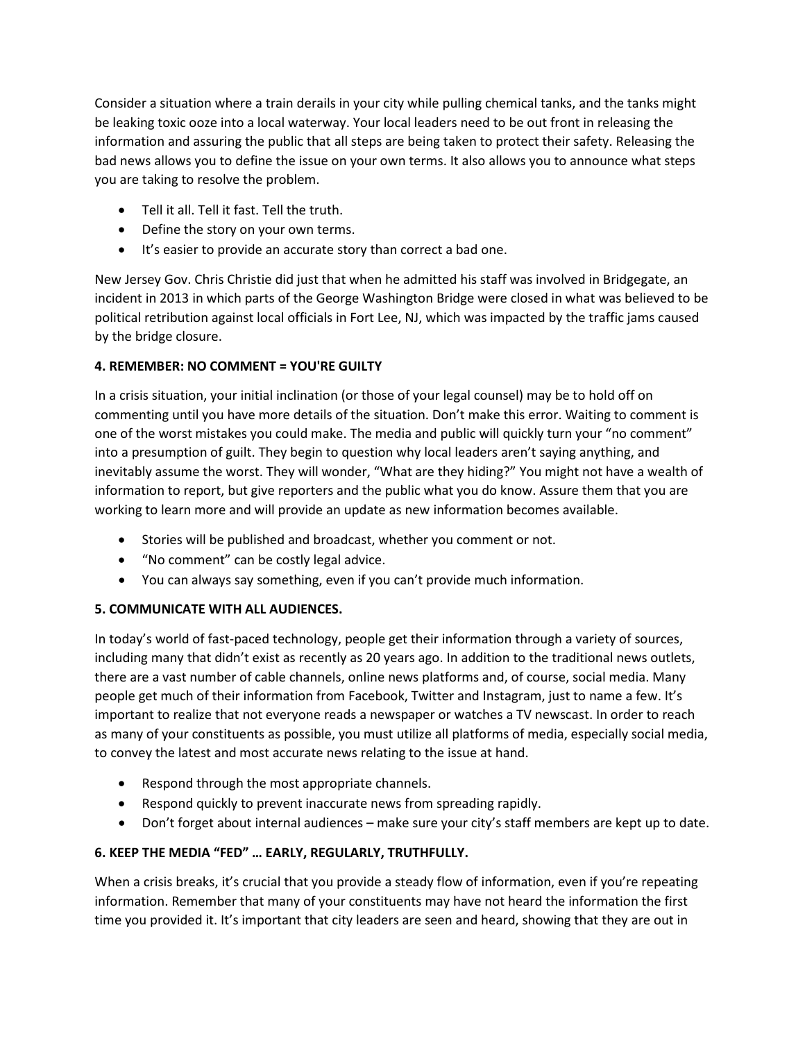Consider a situation where a train derails in your city while pulling chemical tanks, and the tanks might be leaking toxic ooze into a local waterway. Your local leaders need to be out front in releasing the information and assuring the public that all steps are being taken to protect their safety. Releasing the bad news allows you to define the issue on your own terms. It also allows you to announce what steps you are taking to resolve the problem.

- Tell it all. Tell it fast. Tell the truth.
- Define the story on your own terms.
- It's easier to provide an accurate story than correct a bad one.

New Jersey Gov. Chris Christie did just that when he admitted his staff was involved in Bridgegate, an incident in 2013 in which parts of the George Washington Bridge were closed in what was believed to be political retribution against local officials in Fort Lee, NJ, which was impacted by the traffic jams caused by the bridge closure.

**4. REMEMBER: NO COMMENT = YOU'RE GUILTY**

In a crisis situation, your initial inclination (or those of your legal counsel) may be to hold off on commenting until you have more details of the situation. Don't make this error. Waiting to comment is one of the worst mistakes you could make. The media and public will quickly turn your "no comment" into a presumption of guilt. They begin to question why local leaders aren't saying anything, and inevitably assume the worst. They will wonder, "What are they hiding?" You might not have a wealth of information to report, but give reporters and the public what you do know. Assure them that you are working to learn more and will provide an update as new information becomes available.

- Stories will be published and broadcast, whether you comment or not.
- "No comment" can be costly legal advice.
- You can always say something, even if you can't provide much information.

**5. COMMUNICATE WITH ALL AUDIENCES.**

In today's world of fast-paced technology, people get their information through a variety of sources, including many that didn't exist as recently as 20 years ago. In addition to the traditional news outlets, there are a vast number of cable channels, online news platforms and, of course, social media. Many people get much of their information from Facebook, Twitter and Instagram, just to name a few. It's important to realize that not everyone reads a newspaper or watches a TV newscast. In order to reach as many of your constituents as possible, you must utilize all platforms of media, especially social media, to convey the latest and most accurate news relating to the issue at hand.

- Respond through the most appropriate channels.
- Respond quickly to prevent inaccurate news from spreading rapidly.
- Don't forget about internal audiences – make sure your city's staff members are kept up to date.

**6. KEEP THE MEDIA "FED" … EARLY, REGULARLY, TRUTHFULLY.**

When a crisis breaks, it's crucial that you provide a steady flow of information, even if you're repeating information. Remember that many of your constituents may have not heard the information the first time you provided it. It's important that city leaders are seen and heard, showing that they are out in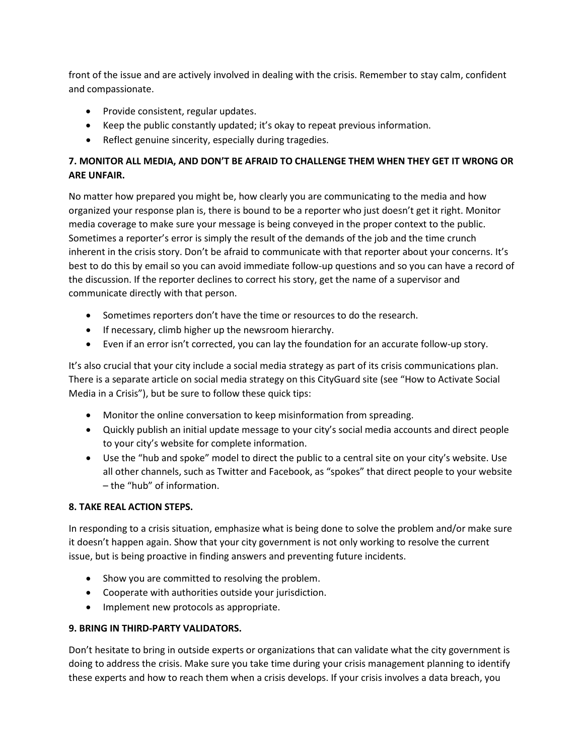front of the issue and are actively involved in dealing with the crisis. Remember to stay calm, confident and compassionate.

- Provide consistent, regular updates.
- Keep the public constantly updated; it's okay to repeat previous information.
- Reflect genuine sincerity, especially during tragedies.

**7. MONITOR ALL MEDIA, AND DON'T BE AFRAID TO CHALLENGE THEM WHEN THEY GET IT WRONG OR ARE UNFAIR.**

No matter how prepared you might be, how clearly you are communicating to the media and how organized your response plan is, there is bound to be a reporter who just doesn't get it right. Monitor media coverage to make sure your message is being conveyed in the proper context to the public. Sometimes a reporter's error is simply the result of the demands of the job and the time crunch inherent in the crisis story. Don't be afraid to communicate with that reporter about your concerns. It's best to do this by email so you can avoid immediate follow-up questions and so you can have a record of the discussion. If the reporter declines to correct his story, get the name of a supervisor and communicate directly with that person.

- Sometimes reporters don't have the time or resources to do the research.
- If necessary, climb higher up the newsroom hierarchy.
- Even if an error isn't corrected, you can lay the foundation for an accurate follow-up story.

It's also crucial that your city include a social media strategy as part of its crisis communications plan. There is a separate article on social media strategy on this CityGuard site (see "How to Activate Social Media in a Crisis"), but be sure to follow these quick tips:

- Monitor the online conversation to keep misinformation from spreading.
- Quickly publish an initial update message to your city's social media accounts and direct people to your city's website for complete information.
- Use the "hub and spoke" model to direct the public to a central site on your city's website. Use all other channels, such as Twitter and Facebook, as "spokes" that direct people to your website – the "hub" of information.

**8. TAKE REAL ACTION STEPS.**

In responding to a crisis situation, emphasize what is being done to solve the problem and/or make sure it doesn't happen again. Show that your city government is not only working to resolve the current issue, but is being proactive in finding answers and preventing future incidents.

- Show you are committed to resolving the problem.
- Cooperate with authorities outside your jurisdiction.
- Implement new protocols as appropriate.

**9. BRING IN THIRD-PARTY VALIDATORS.**

Don't hesitate to bring in outside experts or organizations that can validate what the city government is doing to address the crisis. Make sure you take time during your crisis management planning to identify these experts and how to reach them when a crisis develops. If your crisis involves a data breach, you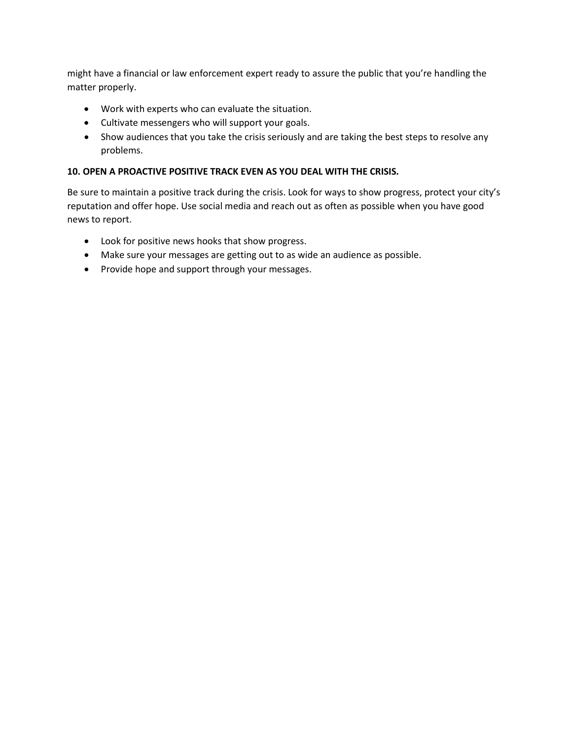might have a financial or law enforcement expert ready to assure the public that you're handling the matter properly.

- Work with experts who can evaluate the situation.
- Cultivate messengers who will support your goals.
- Show audiences that you take the crisis seriously and are taking the best steps to resolve any problems.

**10. OPEN A PROACTIVE POSITIVE TRACK EVEN AS YOU DEAL WITH THE CRISIS.**

Be sure to maintain a positive track during the crisis. Look for ways to show progress, protect your city's reputation and offer hope. Use social media and reach out as often as possible when you have good news to report.

- Look for positive news hooks that show progress.
- Make sure your messages are getting out to as wide an audience as possible.
- Provide hope and support through your messages.